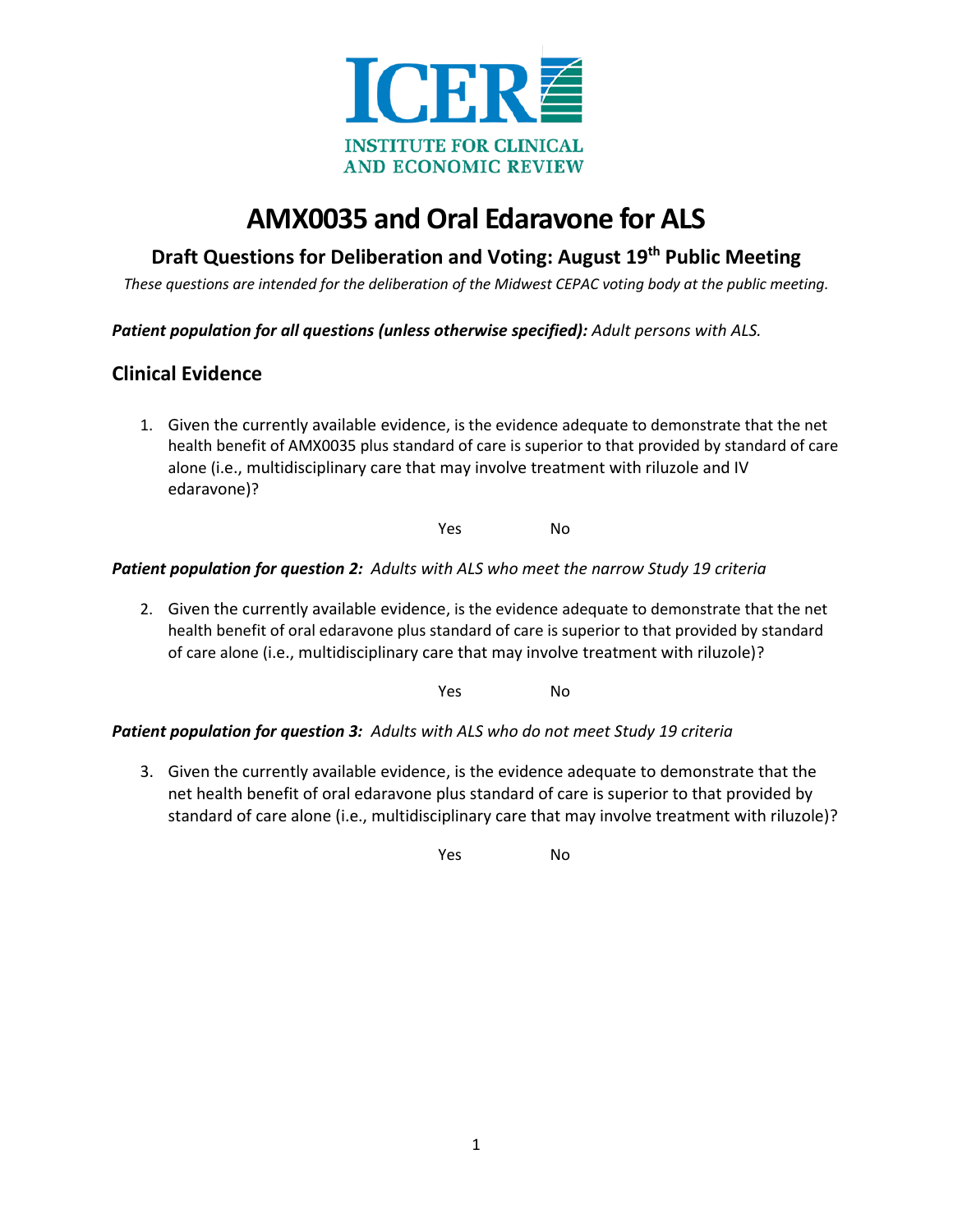ICER

INSTITUTE FOR CLINICAL AND ECONOMIC REVIEW

# AMX0035 and Oral Edaravone for ALS

## Draft Questions for Deliberation and Voting: August 19th Public Meeting

*These questions are intended for the deliberation of the Midwest CEPAC voting body at the public meeting.*

***Patient population for all questions (unless otherwise specified):*** *Adult persons with ALS.*

## Clinical Evidence

1. Given the currently available evidence, is the evidence adequate to demonstrate that the net health benefit of AMX0035 plus standard of care is superior to that provided by standard of care alone (i.e., multidisciplinary care that may involve treatment with riluzole and IV edaravone)?

   Yes No

***Patient population for question 2:*** *Adults with ALS who meet the narrow Study 19 criteria*

2. Given the currently available evidence, is the evidence adequate to demonstrate that the net health benefit of oral edaravone plus standard of care is superior to that provided by standard of care alone (i.e., multidisciplinary care that may involve treatment with riluzole)?

   Yes No

***Patient population for question 3:*** *Adults with ALS who do not meet Study 19 criteria*

3. Given the currently available evidence, is the evidence adequate to demonstrate that the net health benefit of oral edaravone plus standard of care is superior to that provided by standard of care alone (i.e., multidisciplinary care that may involve treatment with riluzole)?

   Yes No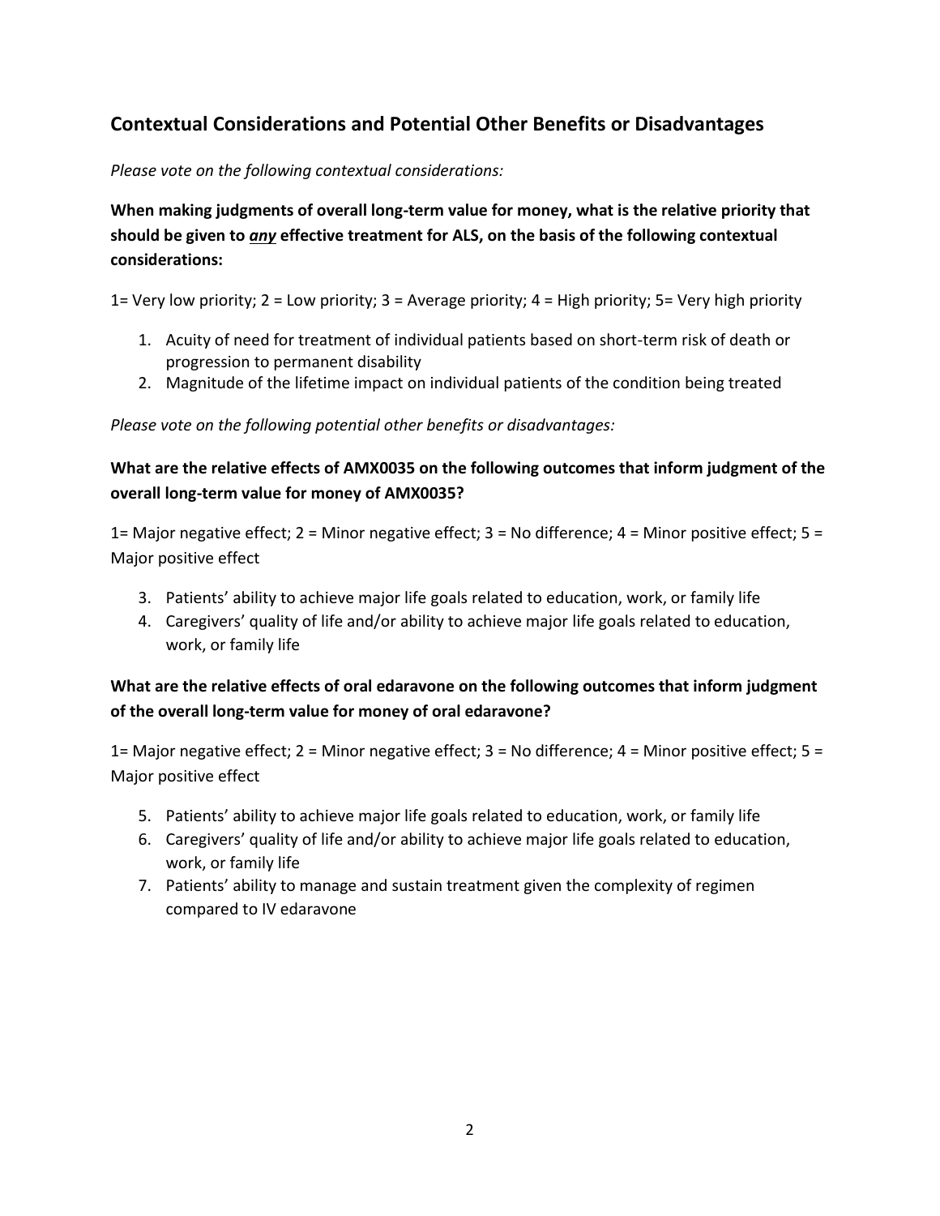## Contextual Considerations and Potential Other Benefits or Disadvantages

*Please vote on the following contextual considerations:*

**When making judgments of overall long-term value for money, what is the relative priority that should be given to *__any__* effective treatment for ALS, on the basis of the following contextual considerations:**

1= Very low priority; 2 = Low priority; 3 = Average priority; 4 = High priority; 5= Very high priority

1. Acuity of need for treatment of individual patients based on short-term risk of death or progression to permanent disability
2. Magnitude of the lifetime impact on individual patients of the condition being treated

*Please vote on the following potential other benefits or disadvantages:*

**What are the relative effects of AMX0035 on the following outcomes that inform judgment of the overall long-term value for money of AMX0035?**

1= Major negative effect; 2 = Minor negative effect; 3 = No difference; 4 = Minor positive effect; 5 = Major positive effect

3. Patients' ability to achieve major life goals related to education, work, or family life
4. Caregivers' quality of life and/or ability to achieve major life goals related to education, work, or family life

**What are the relative effects of oral edaravone on the following outcomes that inform judgment of the overall long-term value for money of oral edaravone?**

1= Major negative effect; 2 = Minor negative effect; 3 = No difference; 4 = Minor positive effect; 5 = Major positive effect

5. Patients' ability to achieve major life goals related to education, work, or family life
6. Caregivers' quality of life and/or ability to achieve major life goals related to education, work, or family life
7. Patients' ability to manage and sustain treatment given the complexity of regimen compared to IV edaravone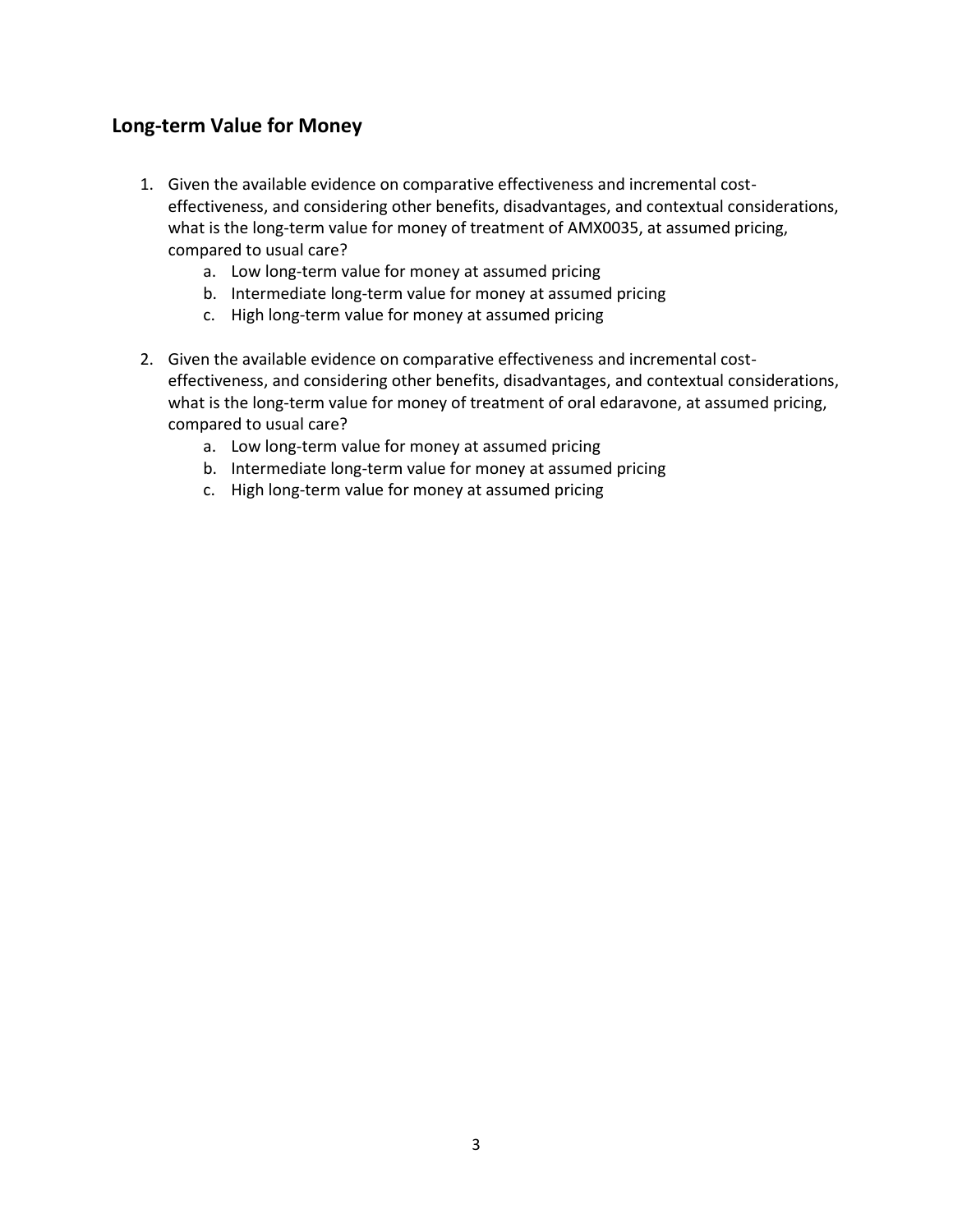## Long-term Value for Money

1. Given the available evidence on comparative effectiveness and incremental cost-effectiveness, and considering other benefits, disadvantages, and contextual considerations, what is the long-term value for money of treatment of AMX0035, at assumed pricing, compared to usual care?
    a. Low long-term value for money at assumed pricing
    b. Intermediate long-term value for money at assumed pricing
    c. High long-term value for money at assumed pricing

2. Given the available evidence on comparative effectiveness and incremental cost-effectiveness, and considering other benefits, disadvantages, and contextual considerations, what is the long-term value for money of treatment of oral edaravone, at assumed pricing, compared to usual care?
    a. Low long-term value for money at assumed pricing
    b. Intermediate long-term value for money at assumed pricing
    c. High long-term value for money at assumed pricing